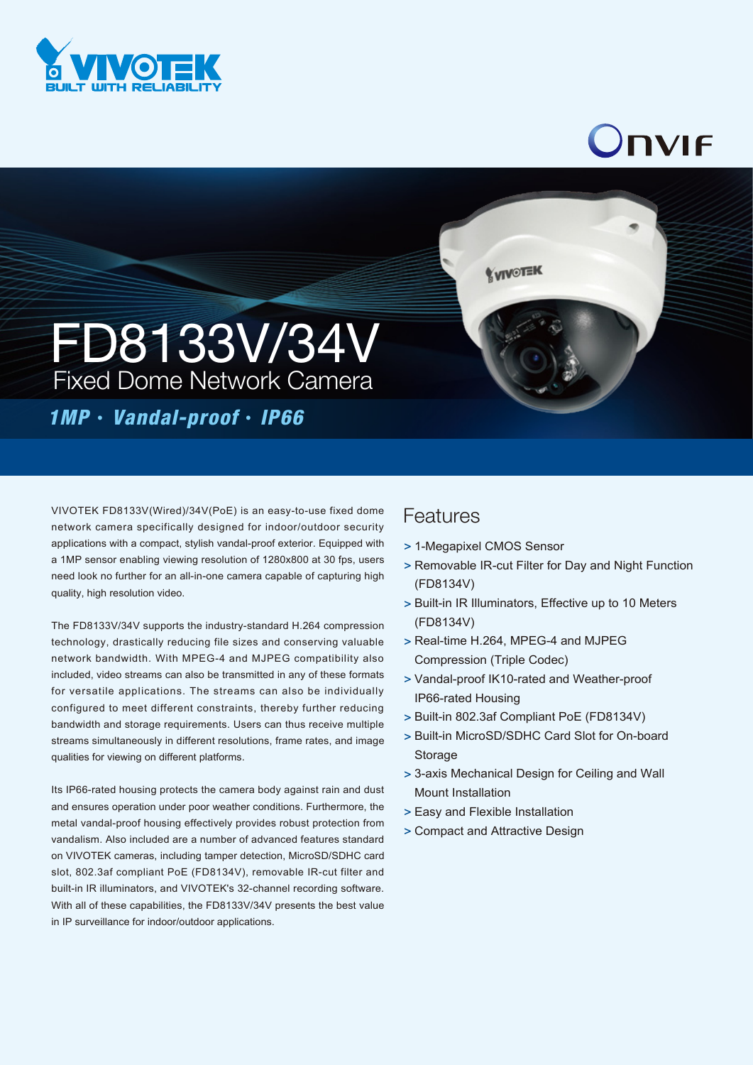# FD8133V/34V

## Fixed Dome Network Camera

***1MP • Vandal-proof • IP66***

VIVOTEK FD8133V(Wired)/34V(PoE) is an easy-to-use fixed dome network camera specifically designed for indoor/outdoor security applications with a compact, stylish vandal-proof exterior. Equipped with a 1MP sensor enabling viewing resolution of 1280x800 at 30 fps, users need look no further for an all-in-one camera capable of capturing high quality, high resolution video.

The FD8133V/34V supports the industry-standard H.264 compression technology, drastically reducing file sizes and conserving valuable network bandwidth. With MPEG-4 and MJPEG compatibility also included, video streams can also be transmitted in any of these formats for versatile applications. The streams can also be individually configured to meet different constraints, thereby further reducing bandwidth and storage requirements. Users can thus receive multiple streams simultaneously in different resolutions, frame rates, and image qualities for viewing on different platforms.

Its IP66-rated housing protects the camera body against rain and dust and ensures operation under poor weather conditions. Furthermore, the metal vandal-proof housing effectively provides robust protection from vandalism. Also included are a number of advanced features standard on VIVOTEK cameras, including tamper detection, MicroSD/SDHC card slot, 802.3af compliant PoE (FD8134V), removable IR-cut filter and built-in IR illuminators, and VIVOTEK's 32-channel recording software. With all of these capabilities, the FD8133V/34V presents the best value in IP surveillance for indoor/outdoor applications.

## Features

- 1-Megapixel CMOS Sensor
- Removable IR-cut Filter for Day and Night Function (FD8134V)
- Built-in IR Illuminators, Effective up to 10 Meters (FD8134V)
- Real-time H.264, MPEG-4 and MJPEG Compression (Triple Codec)
- Vandal-proof IK10-rated and Weather-proof IP66-rated Housing
- Built-in 802.3af Compliant PoE (FD8134V)
- Built-in MicroSD/SDHC Card Slot for On-board Storage
- 3-axis Mechanical Design for Ceiling and Wall Mount Installation
- Easy and Flexible Installation
- Compact and Attractive Design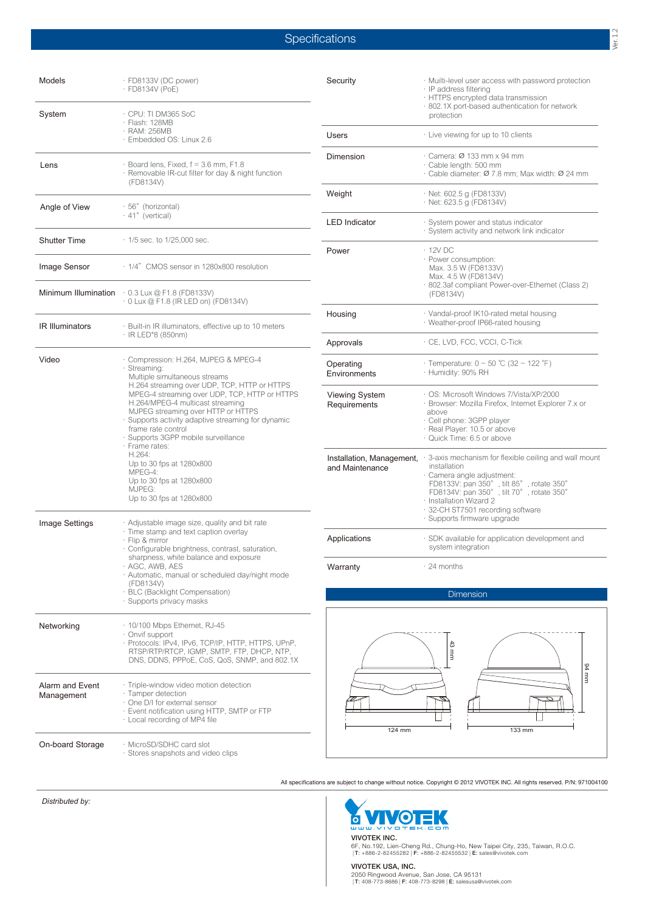# Specifications

| | |
|---|---|
| Models | · FD8133V (DC power)<br>· FD8134V (PoE) |
| System | · CPU: TI DM365 SoC<br>· Flash: 128MB<br>· RAM: 256MB<br>· Embedded OS: Linux 2.6 |
| Lens | · Board lens, Fixed, f = 3.6 mm, F1.8<br>· Removable IR-cut filter for day & night function (FD8134V) |
| Angle of View | · 56° (horizontal)<br>· 41° (vertical) |
| Shutter Time | · 1/5 sec. to 1/25,000 sec. |
| Image Sensor | · 1/4" CMOS sensor in 1280x800 resolution |
| Minimum Illumination | · 0.3 Lux @ F1.8 (FD8133V)<br>· 0 Lux @ F1.8 (IR LED on) (FD8134V) |
| IR Illuminators | · Built-in IR illuminators, effective up to 10 meters<br>· IR LED*8 (850nm) |
| Video | · Compression: H.264, MJPEG & MPEG-4<br>· Streaming:<br>Multiple simultaneous streams<br>H.264 streaming over UDP, TCP, HTTP or HTTPS<br>MPEG-4 streaming over UDP, TCP, HTTP or HTTPS<br>H.264/MPEG-4 multicast streaming<br>MJPEG streaming over HTTP or HTTPS<br>· Supports activity adaptive streaming for dynamic frame rate control<br>· Supports 3GPP mobile surveillance<br>· Frame rates:<br>H.264:<br>Up to 30 fps at 1280x800<br>MPEG-4:<br>Up to 30 fps at 1280x800<br>MJPEG:<br>Up to 30 fps at 1280x800 |
| Image Settings | · Adjustable image size, quality and bit rate<br>· Time stamp and text caption overlay<br>· Flip & mirror<br>· Configurable brightness, contrast, saturation, sharpness, white balance and exposure<br>· AGC, AWB, AES<br>· Automatic, manual or scheduled day/night mode (FD8134V)<br>· BLC (Backlight Compensation)<br>· Supports privacy masks |
| Networking | · 10/100 Mbps Ethernet, RJ-45<br>· Onvif support<br>· Protocols: IPv4, IPv6, TCP/IP, HTTP, HTTPS, UPnP, RTSP/RTP/RTCP, IGMP, SMTP, FTP, DHCP, NTP, DNS, DDNS, PPPoE, CoS, QoS, SNMP, and 802.1X |
| Alarm and Event Management | · Triple-window video motion detection<br>· Tamper detection<br>· One D/I for external sensor<br>· Event notification using HTTP, SMTP or FTP<br>· Local recording of MP4 file |
| On-board Storage | · MicroSD/SDHC card slot<br>· Stores snapshots and video clips |
| Security | · Multi-level user access with password protection<br>· IP address filtering<br>· HTTPS encrypted data transmission<br>· 802.1X port-based authentication for network protection |
| Users | · Live viewing for up to 10 clients |
| Dimension | · Camera: Ø 133 mm x 94 mm<br>· Cable length: 500 mm<br>· Cable diameter: Ø 7.8 mm; Max width: Ø 24 mm |
| Weight | · Net: 602.5 g (FD8133V)<br>· Net: 623.5 g (FD8134V) |
| LED Indicator | · System power and status indicator<br>· System activity and network link indicator |
| Power | · 12V DC<br>· Power consumption:<br>Max. 3.5 W (FD8133V)<br>Max. 4.5 W (FD8134V)<br>· 802.3af compliant Power-over-Ethernet (Class 2) (FD8134V) |
| Housing | · Vandal-proof IK10-rated metal housing<br>· Weather-proof IP66-rated housing |
| Approvals | · CE, LVD, FCC, VCCI, C-Tick |
| Operating Environments | · Temperature: 0 ~ 50 °C (32 ~ 122 °F)<br>· Humidity: 90% RH |
| Viewing System Requirements | · OS: Microsoft Windows 7/Vista/XP/2000<br>· Browser: Mozilla Firefox, Internet Explorer 7.x or above<br>· Cell phone: 3GPP player<br>· Real Player: 10.5 or above<br>· Quick Time: 6.5 or above |
| Installation, Management, and Maintenance | · 3-axis mechanism for flexible ceiling and wall mount installation<br>· Camera angle adjustment:<br>FD8133V: pan 350°, tilt 85°, rotate 350°<br>FD8134V: pan 350°, tilt 70°, rotate 350°<br>· Installation Wizard 2<br>· 32-CH ST7501 recording software<br>· Supports firmware upgrade |
| Applications | · SDK available for application development and system integration |
| Warranty | · 24 months |

## Dimension

43 mm
94 mm
124 mm
133 mm

All specifications are subject to change without notice. Copyright © 2012 VIVOTEK INC. All rights reserved. P/N: 971004100

*Distributed by:*

VIVOTEK
www.vivotek.com

**VIVOTEK INC.**
6F, No.192, Lien-Cheng Rd., Chung-Ho, New Taipei City, 235, Taiwan, R.O.C.
| **T:** +886-2-82455282 | **F:** +886-2-82455532 | **E:** sales@vivotek.com

**VIVOTEK USA, INC.**
2050 Ringwood Avenue, San Jose, CA 95131
| **T:** 408-773-8686 | **F:** 408-773-8298 | **E:** salesusa@vivotek.com